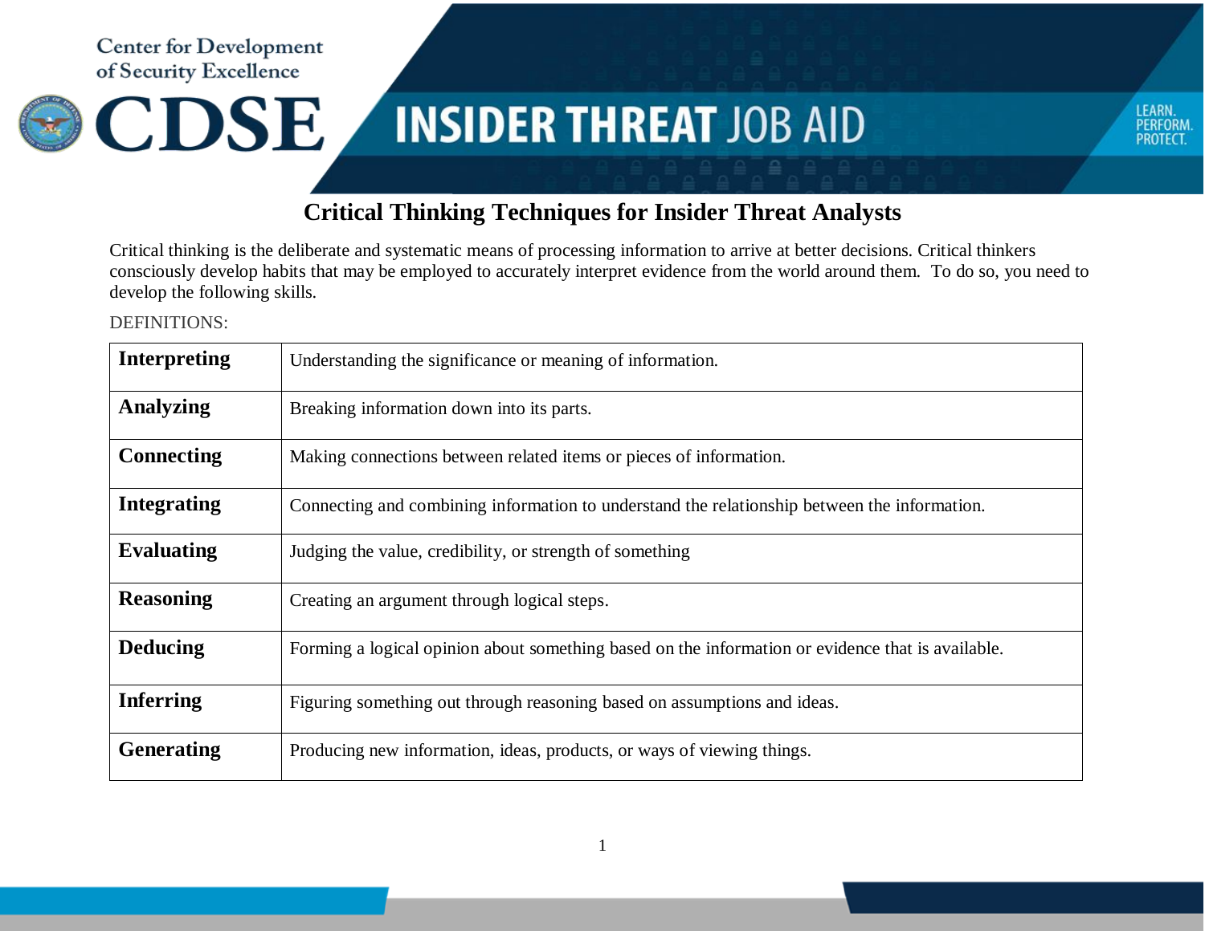Center for Development of Security Excellence

CDSE

# INSIDER THREAT JOB AID

LEARN. PERFORM. PROTECT.

## Critical Thinking Techniques for Insider Threat Analysts

Critical thinking is the deliberate and systematic means of processing information to arrive at better decisions. Critical thinkers consciously develop habits that may be employed to accurately interpret evidence from the world around them. To do so, you need to develop the following skills.

DEFINITIONS:

| | |
|---|---|
| **Interpreting** | Understanding the significance or meaning of information. |
| **Analyzing** | Breaking information down into its parts. |
| **Connecting** | Making connections between related items or pieces of information. |
| **Integrating** | Connecting and combining information to understand the relationship between the information. |
| **Evaluating** | Judging the value, credibility, or strength of something |
| **Reasoning** | Creating an argument through logical steps. |
| **Deducing** | Forming a logical opinion about something based on the information or evidence that is available. |
| **Inferring** | Figuring something out through reasoning based on assumptions and ideas. |
| **Generating** | Producing new information, ideas, products, or ways of viewing things. |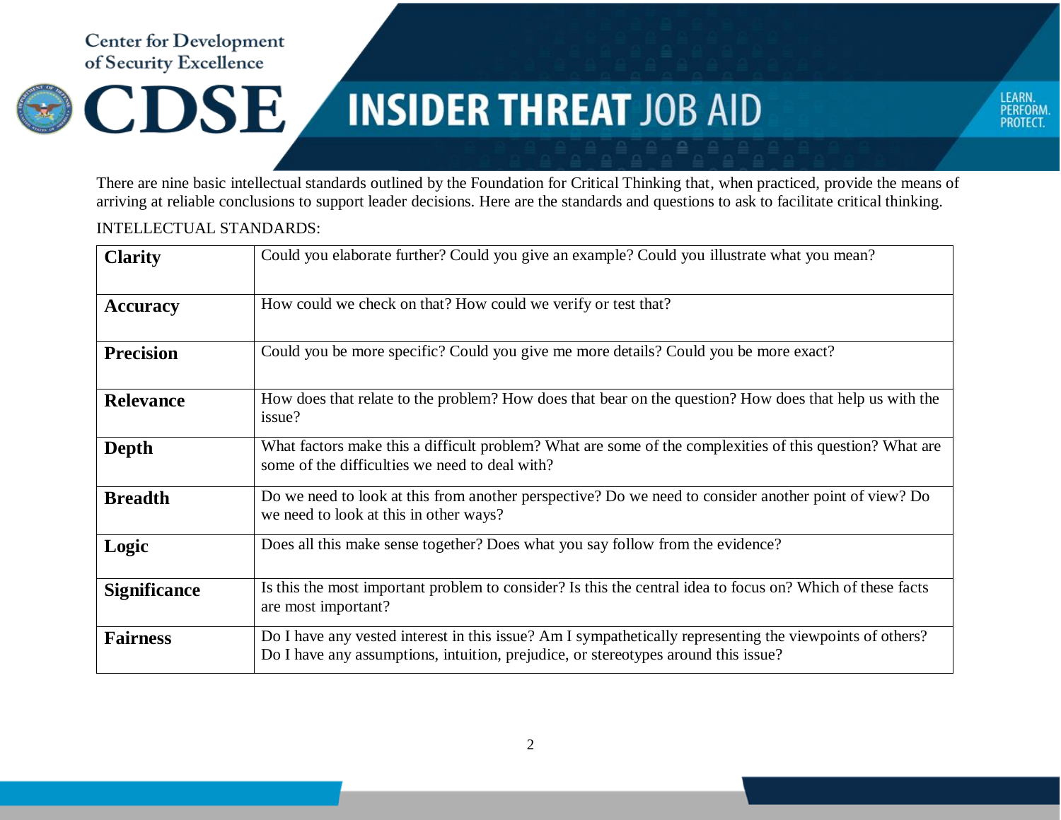There are nine basic intellectual standards outlined by the Foundation for Critical Thinking that, when practiced, provide the means of arriving at reliable conclusions to support leader decisions. Here are the standards and questions to ask to facilitate critical thinking.

INTELLECTUAL STANDARDS:

| | |
|---|---|
| **Clarity** | Could you elaborate further? Could you give an example? Could you illustrate what you mean? |
| **Accuracy** | How could we check on that? How could we verify or test that? |
| **Precision** | Could you be more specific? Could you give me more details? Could you be more exact? |
| **Relevance** | How does that relate to the problem? How does that bear on the question? How does that help us with the issue? |
| **Depth** | What factors make this a difficult problem? What are some of the complexities of this question? What are some of the difficulties we need to deal with? |
| **Breadth** | Do we need to look at this from another perspective? Do we need to consider another point of view? Do we need to look at this in other ways? |
| **Logic** | Does all this make sense together? Does what you say follow from the evidence? |
| **Significance** | Is this the most important problem to consider? Is this the central idea to focus on? Which of these facts are most important? |
| **Fairness** | Do I have any vested interest in this issue? Am I sympathetically representing the viewpoints of others? Do I have any assumptions, intuition, prejudice, or stereotypes around this issue? |